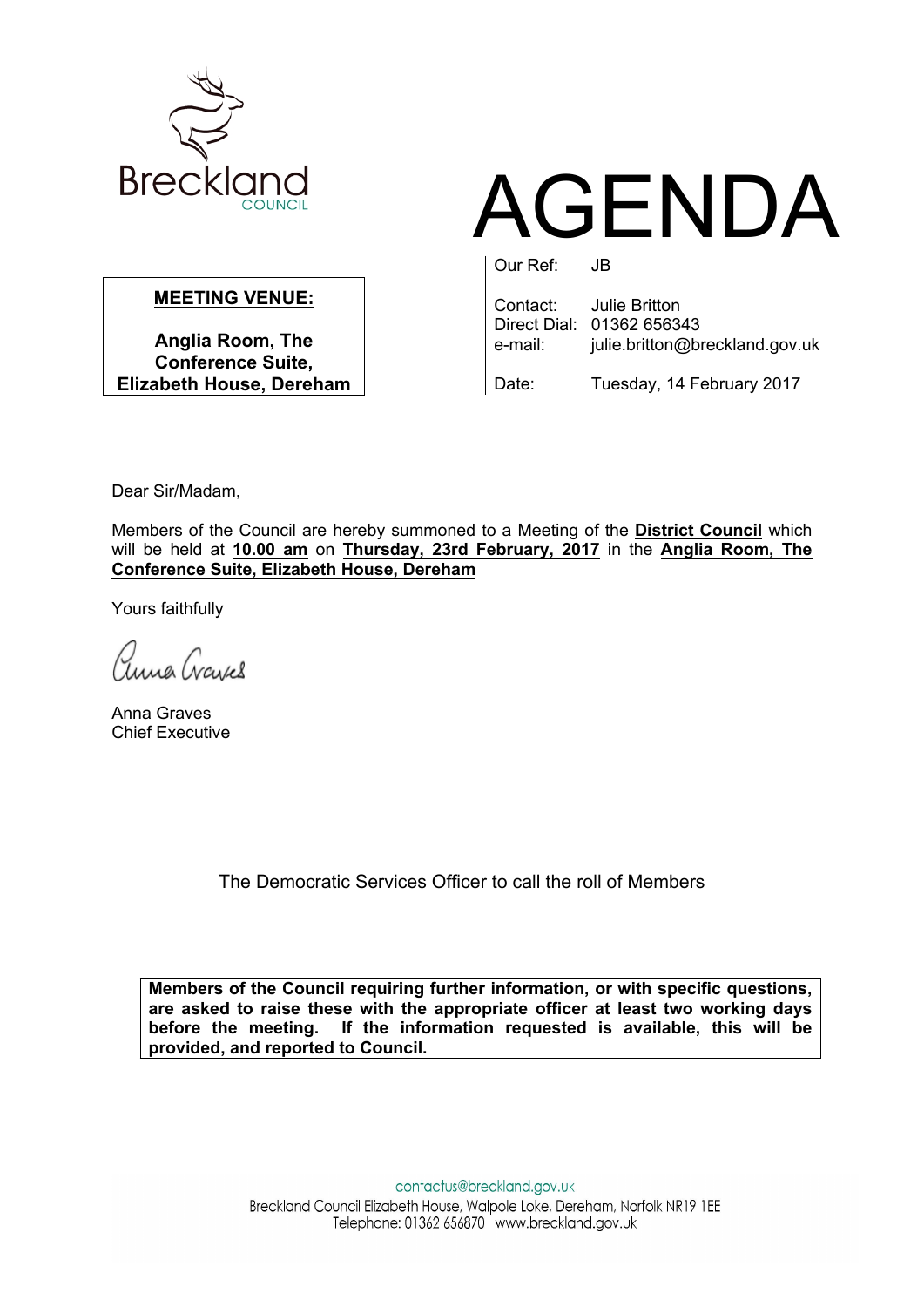Breckland COUNCIL

# AGENDA

**MEETING VENUE:**

**Anglia Room, The Conference Suite, Elizabeth House, Dereham**

Our Ref: JB

Contact: Julie Britton
Direct Dial: 01362 656343
e-mail: julie.britton@breckland.gov.uk

Date: Tuesday, 14 February 2017

Dear Sir/Madam,

Members of the Council are hereby summoned to a Meeting of the **District Council** which will be held at **10.00 am** on **Thursday, 23rd February, 2017** in the **Anglia Room, The Conference Suite, Elizabeth House, Dereham**

Yours faithfully

Anna Graves
Chief Executive

The Democratic Services Officer to call the roll of Members

**Members of the Council requiring further information, or with specific questions, are asked to raise these with the appropriate officer at least two working days before the meeting. If the information requested is available, this will be provided, and reported to Council.**

contactus@breckland.gov.uk
Breckland Council Elizabeth House, Walpole Loke, Dereham, Norfolk NR19 1EE
Telephone: 01362 656870 www.breckland.gov.uk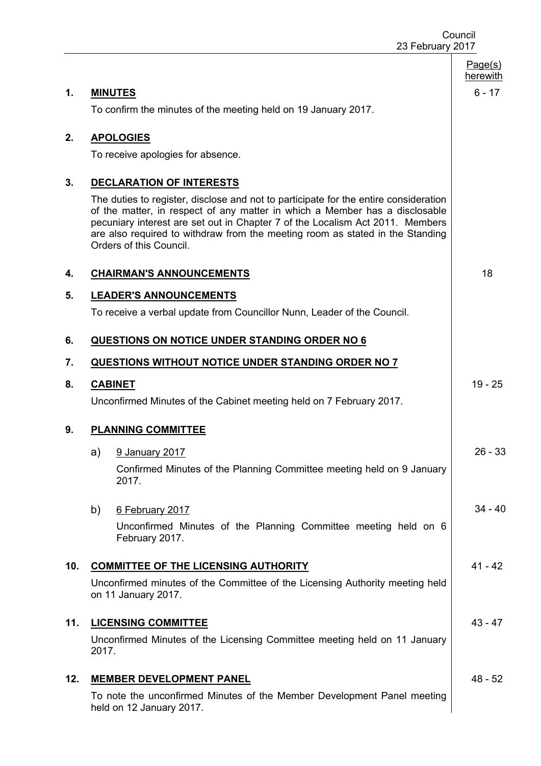| | | Page(s) herewith |
|---|---|---|
| **1.** | **MINUTES**<br>To confirm the minutes of the meeting held on 19 January 2017. | 6 - 17 |
| **2.** | **APOLOGIES**<br>To receive apologies for absence. | |
| **3.** | **DECLARATION OF INTERESTS**<br>The duties to register, disclose and not to participate for the entire consideration of the matter, in respect of any matter in which a Member has a disclosable pecuniary interest are set out in Chapter 7 of the Localism Act 2011. Members are also required to withdraw from the meeting room as stated in the Standing Orders of this Council. | |
| **4.** | **CHAIRMAN'S ANNOUNCEMENTS** | 18 |
| **5.** | **LEADER'S ANNOUNCEMENTS**<br>To receive a verbal update from Councillor Nunn, Leader of the Council. | |
| **6.** | **QUESTIONS ON NOTICE UNDER STANDING ORDER NO 6** | |
| **7.** | **QUESTIONS WITHOUT NOTICE UNDER STANDING ORDER NO 7** | |
| **8.** | **CABINET**<br>Unconfirmed Minutes of the Cabinet meeting held on 7 February 2017. | 19 - 25 |
| **9.** | **PLANNING COMMITTEE** | |
| | a) 9 January 2017<br>Confirmed Minutes of the Planning Committee meeting held on 9 January 2017. | 26 - 33 |
| | b) 6 February 2017<br>Unconfirmed Minutes of the Planning Committee meeting held on 6 February 2017. | 34 - 40 |
| **10.** | **COMMITTEE OF THE LICENSING AUTHORITY**<br>Unconfirmed minutes of the Committee of the Licensing Authority meeting held on 11 January 2017. | 41 - 42 |
| **11.** | **LICENSING COMMITTEE**<br>Unconfirmed Minutes of the Licensing Committee meeting held on 11 January 2017. | 43 - 47 |
| **12.** | **MEMBER DEVELOPMENT PANEL**<br>To note the unconfirmed Minutes of the Member Development Panel meeting held on 12 January 2017. | 48 - 52 |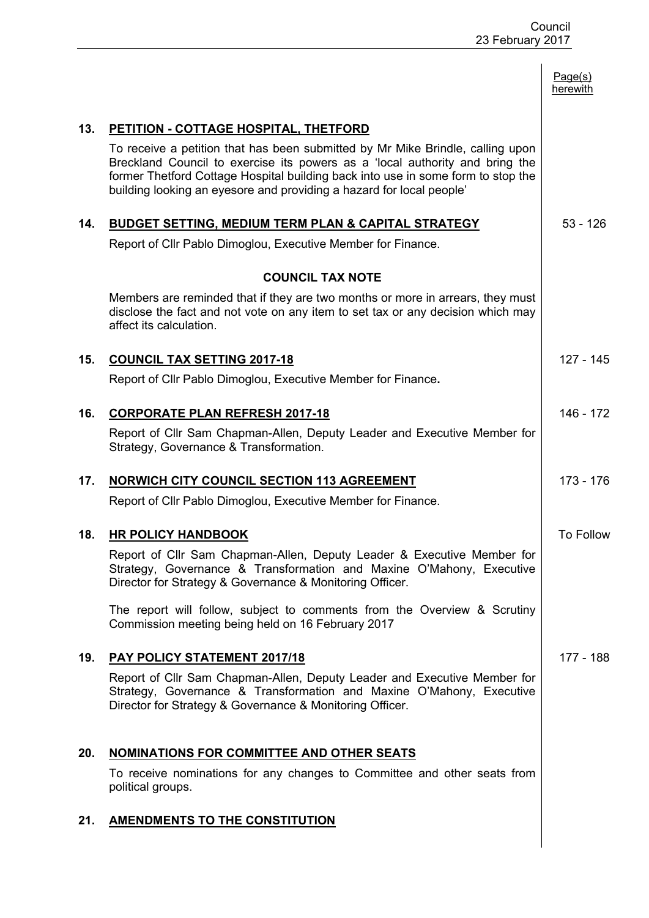| | | Page(s) herewith |
|---|---|---|
| **13.** | **PETITION - COTTAGE HOSPITAL, THETFORD**<br><br>To receive a petition that has been submitted by Mr Mike Brindle, calling upon Breckland Council to exercise its powers as a 'local authority and bring the former Thetford Cottage Hospital building back into use in some form to stop the building looking an eyesore and providing a hazard for local people' | |
| **14.** | **BUDGET SETTING, MEDIUM TERM PLAN & CAPITAL STRATEGY**<br><br>Report of Cllr Pablo Dimoglou, Executive Member for Finance. | 53 - 126 |
| | **COUNCIL TAX NOTE**<br><br>Members are reminded that if they are two months or more in arrears, they must disclose the fact and not vote on any item to set tax or any decision which may affect its calculation. | |
| **15.** | **COUNCIL TAX SETTING 2017-18**<br><br>Report of Cllr Pablo Dimoglou, Executive Member for Finance**.** | 127 - 145 |
| **16.** | **CORPORATE PLAN REFRESH 2017-18**<br><br>Report of Cllr Sam Chapman-Allen, Deputy Leader and Executive Member for Strategy, Governance & Transformation. | 146 - 172 |
| **17.** | **NORWICH CITY COUNCIL SECTION 113 AGREEMENT**<br><br>Report of Cllr Pablo Dimoglou, Executive Member for Finance. | 173 - 176 |
| **18.** | **HR POLICY HANDBOOK**<br><br>Report of Cllr Sam Chapman-Allen, Deputy Leader & Executive Member for Strategy, Governance & Transformation and Maxine O'Mahony, Executive Director for Strategy & Governance & Monitoring Officer.<br><br>The report will follow, subject to comments from the Overview & Scrutiny Commission meeting being held on 16 February 2017 | To Follow |
| **19.** | **PAY POLICY STATEMENT 2017/18**<br><br>Report of Cllr Sam Chapman-Allen, Deputy Leader and Executive Member for Strategy, Governance & Transformation and Maxine O'Mahony, Executive Director for Strategy & Governance & Monitoring Officer. | 177 - 188 |
| **20.** | **NOMINATIONS FOR COMMITTEE AND OTHER SEATS**<br><br>To receive nominations for any changes to Committee and other seats from political groups. | |
| **21.** | **AMENDMENTS TO THE CONSTITUTION** | |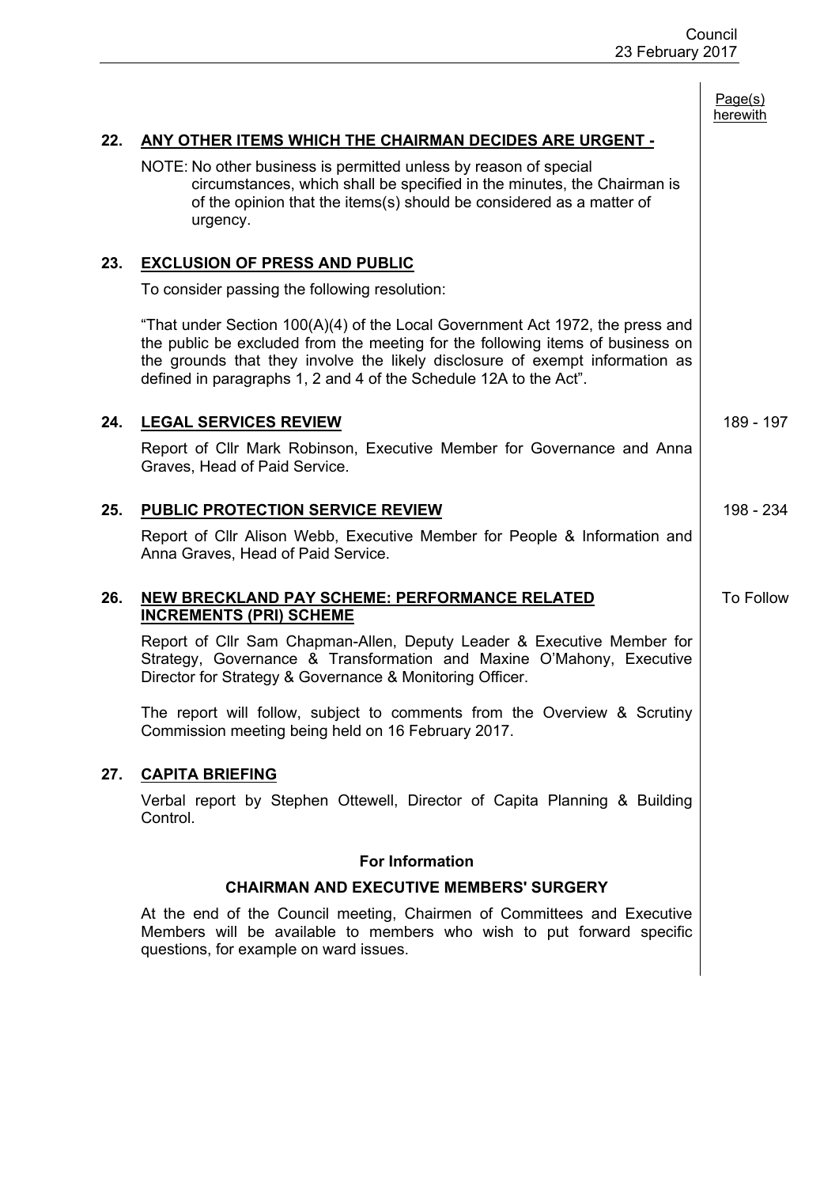| | | Page(s) herewith |
|---|---|---|
| **22.** | **ANY OTHER ITEMS WHICH THE CHAIRMAN DECIDES ARE URGENT -** | |
| | NOTE: No other business is permitted unless by reason of special circumstances, which shall be specified in the minutes, the Chairman is of the opinion that the items(s) should be considered as a matter of urgency. | |
| **23.** | **EXCLUSION OF PRESS AND PUBLIC** | |
| | To consider passing the following resolution: | |
| | "That under Section 100(A)(4) of the Local Government Act 1972, the press and the public be excluded from the meeting for the following items of business on the grounds that they involve the likely disclosure of exempt information as defined in paragraphs 1, 2 and 4 of the Schedule 12A to the Act". | |
| **24.** | **LEGAL SERVICES REVIEW** | 189 - 197 |
| | Report of Cllr Mark Robinson, Executive Member for Governance and Anna Graves, Head of Paid Service. | |
| **25.** | **PUBLIC PROTECTION SERVICE REVIEW** | 198 - 234 |
| | Report of Cllr Alison Webb, Executive Member for People & Information and Anna Graves, Head of Paid Service. | |
| **26.** | **NEW BRECKLAND PAY SCHEME: PERFORMANCE RELATED INCREMENTS (PRI) SCHEME** | To Follow |
| | Report of Cllr Sam Chapman-Allen, Deputy Leader & Executive Member for Strategy, Governance & Transformation and Maxine O'Mahony, Executive Director for Strategy & Governance & Monitoring Officer. | |
| | The report will follow, subject to comments from the Overview & Scrutiny Commission meeting being held on 16 February 2017. | |
| **27.** | **CAPITA BRIEFING** | |
| | Verbal report by Stephen Ottewell, Director of Capita Planning & Building Control. | |

**For Information**

**CHAIRMAN AND EXECUTIVE MEMBERS' SURGERY**

At the end of the Council meeting, Chairmen of Committees and Executive Members will be available to members who wish to put forward specific questions, for example on ward issues.